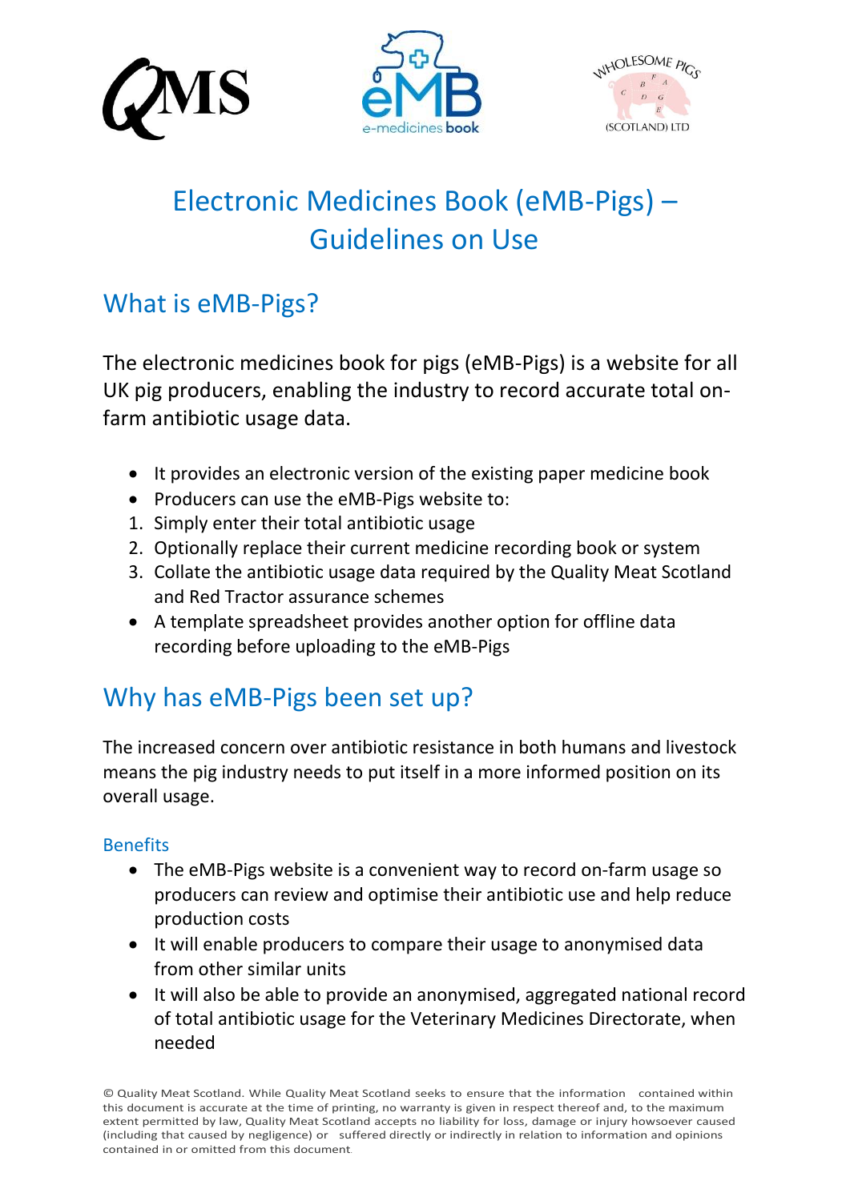# Electronic Medicines Book (eMB-Pigs) – Guidelines on Use

## What is eMB-Pigs?

The electronic medicines book for pigs (eMB-Pigs) is a website for all UK pig producers, enabling the industry to record accurate total on-farm antibiotic usage data.

- It provides an electronic version of the existing paper medicine book
- Producers can use the eMB-Pigs website to:

1. Simply enter their total antibiotic usage
2. Optionally replace their current medicine recording book or system
3. Collate the antibiotic usage data required by the Quality Meat Scotland and Red Tractor assurance schemes

- A template spreadsheet provides another option for offline data recording before uploading to the eMB-Pigs

## Why has eMB-Pigs been set up?

The increased concern over antibiotic resistance in both humans and livestock means the pig industry needs to put itself in a more informed position on its overall usage.

### Benefits

- The eMB-Pigs website is a convenient way to record on-farm usage so producers can review and optimise their antibiotic use and help reduce production costs
- It will enable producers to compare their usage to anonymised data from other similar units
- It will also be able to provide an anonymised, aggregated national record of total antibiotic usage for the Veterinary Medicines Directorate, when needed

© Quality Meat Scotland. While Quality Meat Scotland seeks to ensure that the information contained within this document is accurate at the time of printing, no warranty is given in respect thereof and, to the maximum extent permitted by law, Quality Meat Scotland accepts no liability for loss, damage or injury howsoever caused (including that caused by negligence) or suffered directly or indirectly in relation to information and opinions contained in or omitted from this document.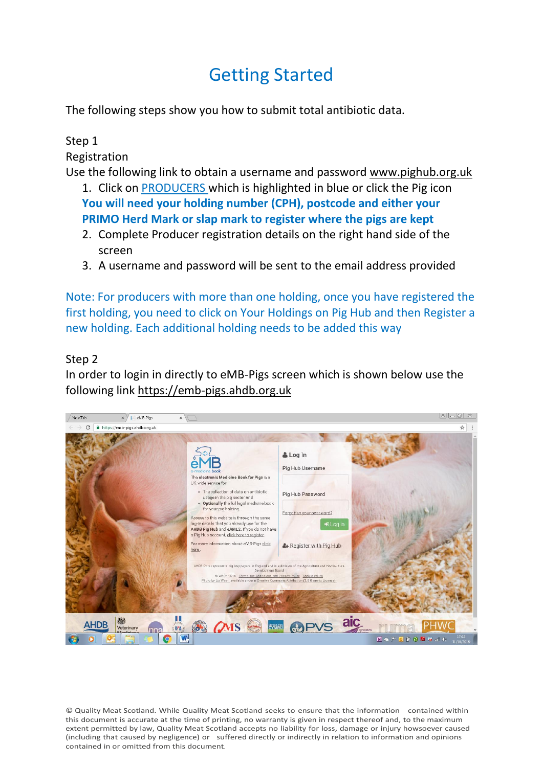# Getting Started

The following steps show you how to submit total antibiotic data.

Step 1

Registration

Use the following link to obtain a username and password www.pighub.org.uk

1. Click on PRODUCERS which is highlighted in blue or click the Pig icon
   **You will need your holding number (CPH), postcode and either your PRIMO Herd Mark or slap mark to register where the pigs are kept**
2. Complete Producer registration details on the right hand side of the screen
3. A username and password will be sent to the email address provided

Note: For producers with more than one holding, once you have registered the first holding, you need to click on Your Holdings on Pig Hub and then Register a new holding. Each additional holding needs to be added this way

Step 2

In order to login in directly to eMB-Pigs screen which is shown below use the following link https://emb-pigs.ahdb.org.uk

© Quality Meat Scotland. While Quality Meat Scotland seeks to ensure that the information contained within this document is accurate at the time of printing, no warranty is given in respect thereof and, to the maximum extent permitted by law, Quality Meat Scotland accepts no liability for loss, damage or injury howsoever caused (including that caused by negligence) or suffered directly or indirectly in relation to information and opinions contained in or omitted from this document.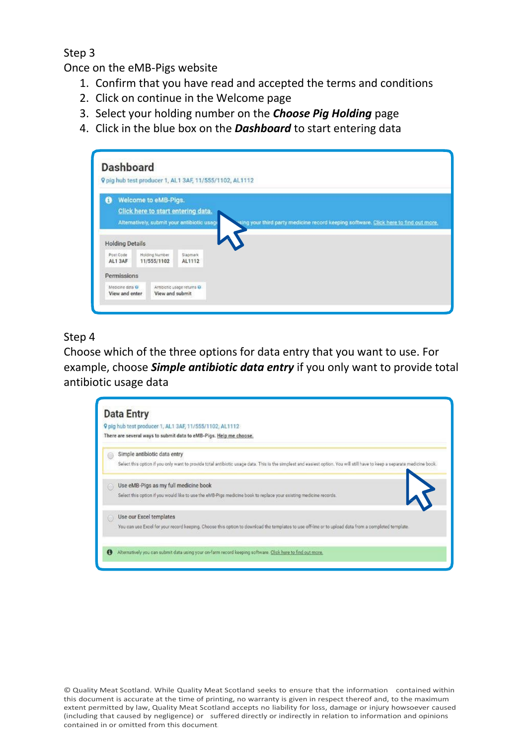Step 3

Once on the eMB-Pigs website

1. Confirm that you have read and accepted the terms and conditions
2. Click on continue in the Welcome page
3. Select your holding number on the ***Choose Pig Holding*** page
4. Click in the blue box on the ***Dashboard*** to start entering data

Step 4

Choose which of the three options for data entry that you want to use. For example, choose ***Simple antibiotic data entry*** if you only want to provide total antibiotic usage data

© Quality Meat Scotland. While Quality Meat Scotland seeks to ensure that the information contained within this document is accurate at the time of printing, no warranty is given in respect thereof and, to the maximum extent permitted by law, Quality Meat Scotland accepts no liability for loss, damage or injury howsoever caused (including that caused by negligence) or suffered directly or indirectly in relation to information and opinions contained in or omitted from this document.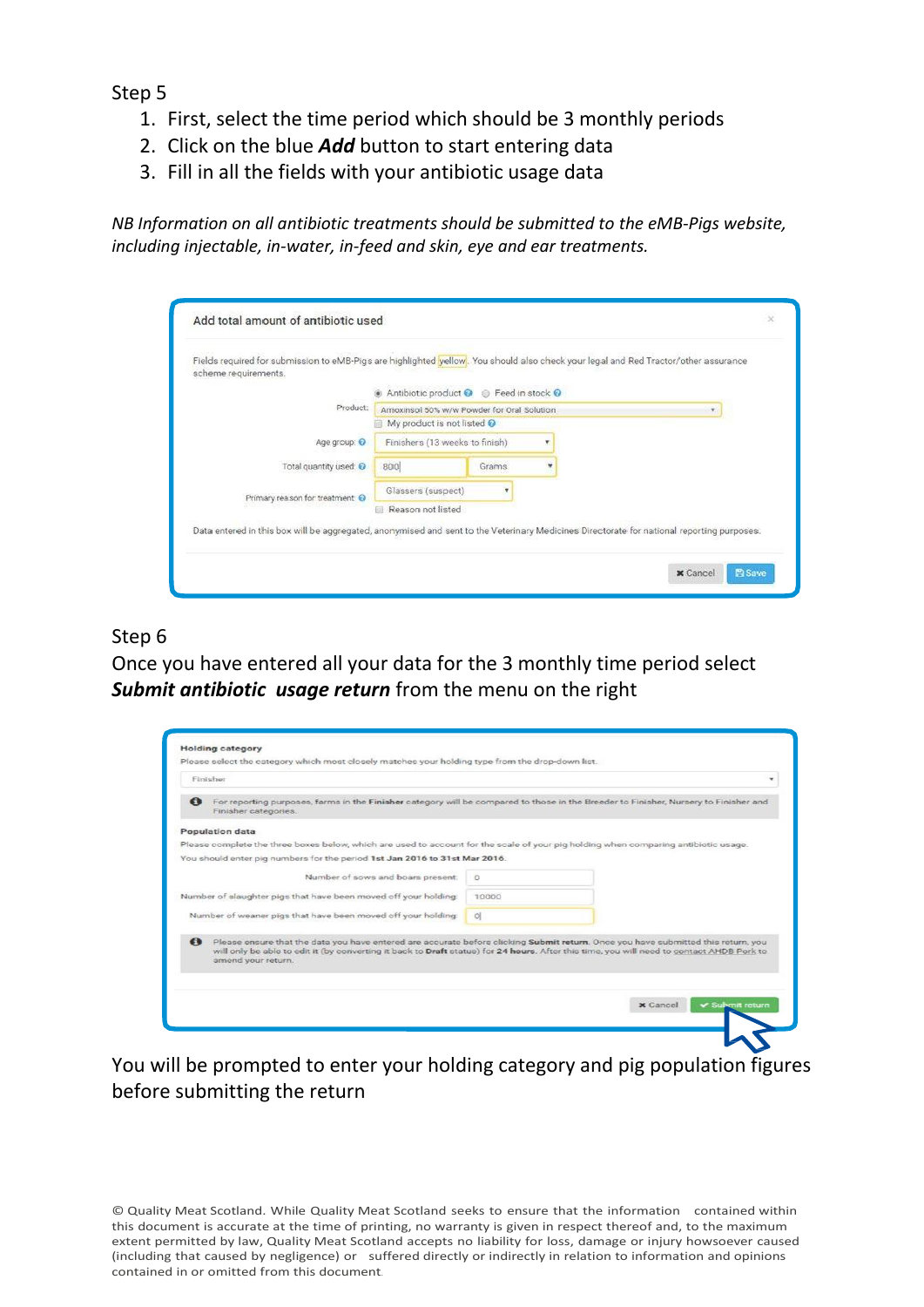Step 5

1. First, select the time period which should be 3 monthly periods
2. Click on the blue ***Add*** button to start entering data
3. Fill in all the fields with your antibiotic usage data

*NB Information on all antibiotic treatments should be submitted to the eMB-Pigs website, including injectable, in-water, in-feed and skin, eye and ear treatments.*

Add total amount of antibiotic used

Fields required for submission to eMB-Pigs are highlighted yellow. You should also check your legal and Red Tractor/other assurance scheme requirements.

Antibiotic product / Feed in stock

Product: Amoxinsol 50% w/w Powder for Oral Solution

My product is not listed

Age group: Finishers (13 weeks to finish)

Total quantity used: 800 Grams

Primary reason for treatment: Glassers (suspect)

Reason not listed

Data entered in this box will be aggregated, anonymised and sent to the Veterinary Medicines Directorate for national reporting purposes.

Cancel Save

Step 6

Once you have entered all your data for the 3 monthly time period select ***Submit antibiotic usage return*** from the menu on the right

**Holding category**

Please select the category which most closely matches your holding type from the drop-down list.

Finisher

For reporting purposes, farms in the **Finisher** category will be compared to those in the Breeder to Finisher, Nursery to Finisher and Finisher categories.

**Population data**

Please complete the three boxes below, which are used to account for the scale of your pig holding when comparing antibiotic usage.

You should enter pig numbers for the period **1st Jan 2016 to 31st Mar 2016**.

Number of sows and boars present: 0

Number of slaughter pigs that have been moved off your holding: 10000

Number of weaner pigs that have been moved off your holding: 0

Please ensure that the data you have entered are accurate before clicking **Submit return**. Once you have submitted this return, you will only be able to edit it (by converting it back to **Draft** status) for **24 hours**. After this time, you will need to contact AHDB Pork to amend your return.

Cancel Submit return

You will be prompted to enter your holding category and pig population figures before submitting the return

© Quality Meat Scotland. While Quality Meat Scotland seeks to ensure that the information contained within this document is accurate at the time of printing, no warranty is given in respect thereof and, to the maximum extent permitted by law, Quality Meat Scotland accepts no liability for loss, damage or injury howsoever caused (including that caused by negligence) or suffered directly or indirectly in relation to information and opinions contained in or omitted from this document.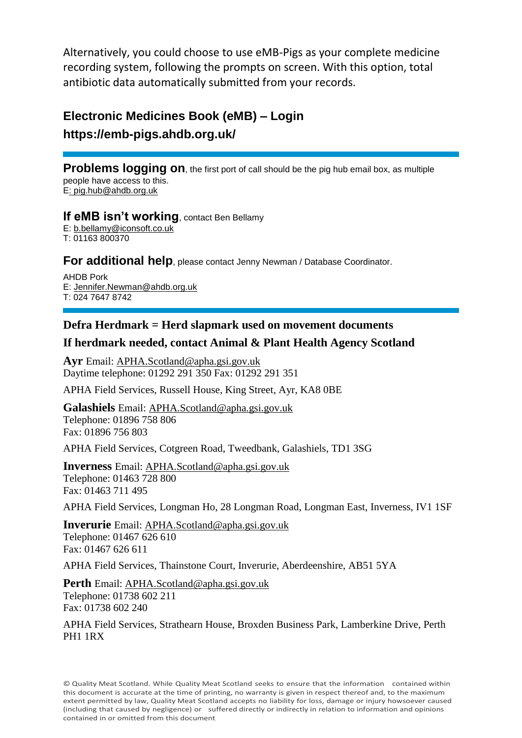Alternatively, you could choose to use eMB-Pigs as your complete medicine recording system, following the prompts on screen. With this option, total antibiotic data automatically submitted from your records.

## Electronic Medicines Book (eMB) – Login

## https://emb-pigs.ahdb.org.uk/

---

**Problems logging on**, the first port of call should be the pig hub email box, as multiple people have access to this.
E: pig.hub@ahdb.org.uk

**If eMB isn't working**, contact Ben Bellamy
E: b.bellamy@iconsoft.co.uk
T: 01163 800370

**For additional help**, please contact Jenny Newman / Database Coordinator.

AHDB Pork
E: Jennifer.Newman@ahdb.org.uk
T: 024 7647 8742

---

### Defra Herdmark = Herd slapmark used on movement documents

### If herdmark needed, contact Animal & Plant Health Agency Scotland

**Ayr** Email: APHA.Scotland@apha.gsi.gov.uk
Daytime telephone: 01292 291 350 Fax: 01292 291 351

APHA Field Services, Russell House, King Street, Ayr, KA8 0BE

**Galashiels** Email: APHA.Scotland@apha.gsi.gov.uk
Telephone: 01896 758 806
Fax: 01896 756 803

APHA Field Services, Cotgreen Road, Tweedbank, Galashiels, TD1 3SG

**Inverness** Email: APHA.Scotland@apha.gsi.gov.uk
Telephone: 01463 728 800
Fax: 01463 711 495

APHA Field Services, Longman Ho, 28 Longman Road, Longman East, Inverness, IV1 1SF

**Inverurie** Email: APHA.Scotland@apha.gsi.gov.uk
Telephone: 01467 626 610
Fax: 01467 626 611

APHA Field Services, Thainstone Court, Inverurie, Aberdeenshire, AB51 5YA

**Perth** Email: APHA.Scotland@apha.gsi.gov.uk
Telephone: 01738 602 211
Fax: 01738 602 240

APHA Field Services, Strathearn House, Broxden Business Park, Lamberkine Drive, Perth PH1 1RX

© Quality Meat Scotland. While Quality Meat Scotland seeks to ensure that the information contained within this document is accurate at the time of printing, no warranty is given in respect thereof and, to the maximum extent permitted by law, Quality Meat Scotland accepts no liability for loss, damage or injury howsoever caused (including that caused by negligence) or suffered directly or indirectly in relation to information and opinions contained in or omitted from this document.